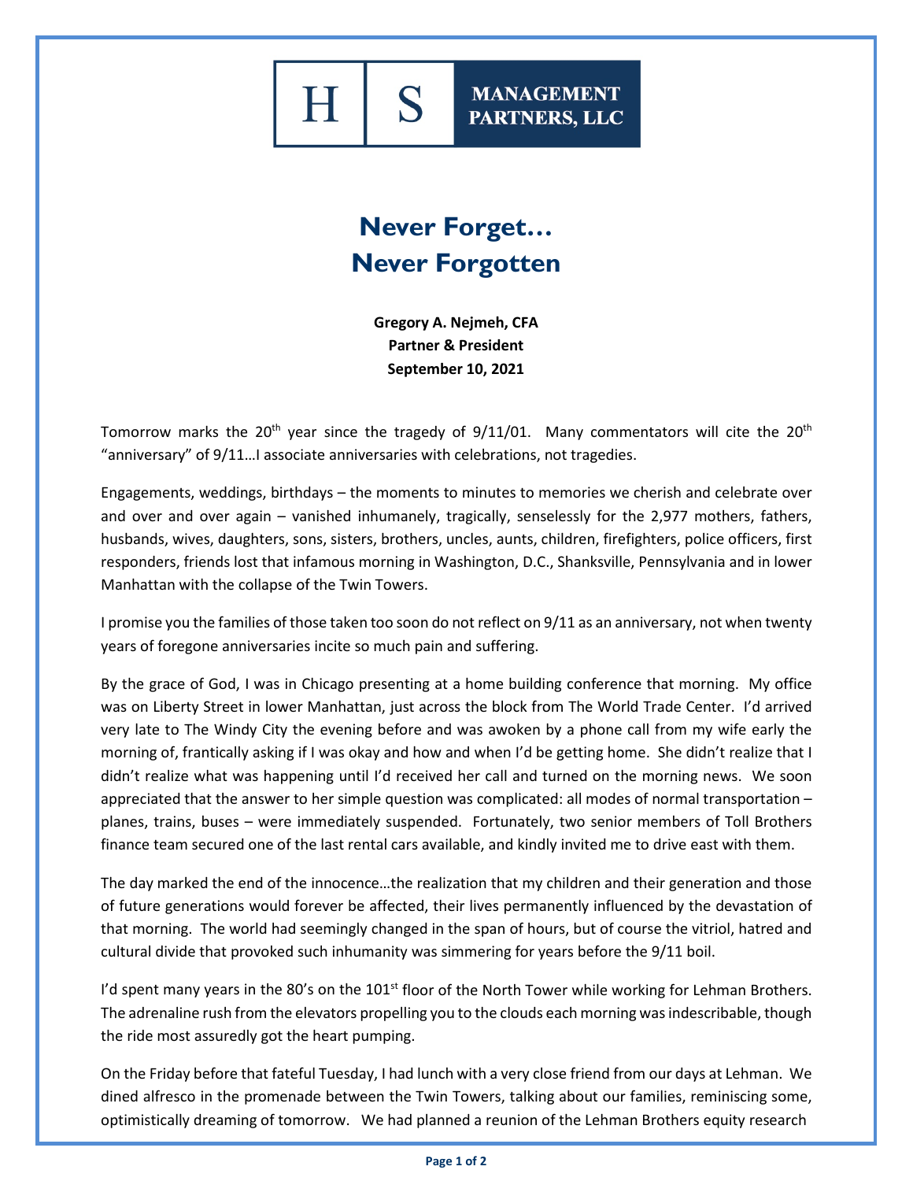H | S MANAGEMENT PARTNERS, LLC

# Never Forget…
# Never Forgotten

**Gregory A. Nejmeh, CFA**
**Partner & President**
**September 10, 2021**

Tomorrow marks the 20th year since the tragedy of 9/11/01. Many commentators will cite the 20th "anniversary" of 9/11…I associate anniversaries with celebrations, not tragedies.

Engagements, weddings, birthdays – the moments to minutes to memories we cherish and celebrate over and over and over again – vanished inhumanely, tragically, senselessly for the 2,977 mothers, fathers, husbands, wives, daughters, sons, sisters, brothers, uncles, aunts, children, firefighters, police officers, first responders, friends lost that infamous morning in Washington, D.C., Shanksville, Pennsylvania and in lower Manhattan with the collapse of the Twin Towers.

I promise you the families of those taken too soon do not reflect on 9/11 as an anniversary, not when twenty years of foregone anniversaries incite so much pain and suffering.

By the grace of God, I was in Chicago presenting at a home building conference that morning. My office was on Liberty Street in lower Manhattan, just across the block from The World Trade Center. I'd arrived very late to The Windy City the evening before and was awoken by a phone call from my wife early the morning of, frantically asking if I was okay and how and when I'd be getting home. She didn't realize that I didn't realize what was happening until I'd received her call and turned on the morning news. We soon appreciated that the answer to her simple question was complicated: all modes of normal transportation – planes, trains, buses – were immediately suspended. Fortunately, two senior members of Toll Brothers finance team secured one of the last rental cars available, and kindly invited me to drive east with them.

The day marked the end of the innocence…the realization that my children and their generation and those of future generations would forever be affected, their lives permanently influenced by the devastation of that morning. The world had seemingly changed in the span of hours, but of course the vitriol, hatred and cultural divide that provoked such inhumanity was simmering for years before the 9/11 boil.

I'd spent many years in the 80's on the 101st floor of the North Tower while working for Lehman Brothers. The adrenaline rush from the elevators propelling you to the clouds each morning was indescribable, though the ride most assuredly got the heart pumping.

On the Friday before that fateful Tuesday, I had lunch with a very close friend from our days at Lehman. We dined alfresco in the promenade between the Twin Towers, talking about our families, reminiscing some, optimistically dreaming of tomorrow. We had planned a reunion of the Lehman Brothers equity research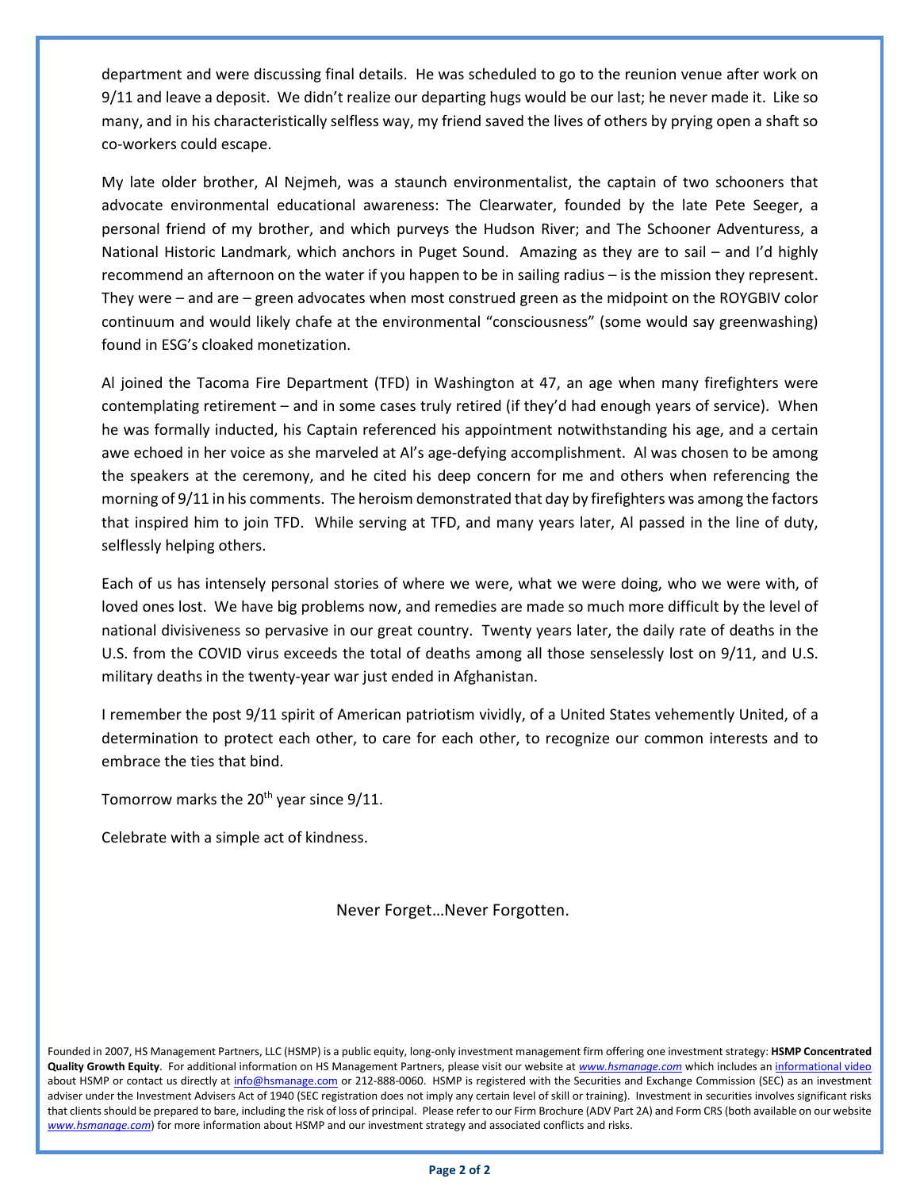department and were discussing final details. He was scheduled to go to the reunion venue after work on 9/11 and leave a deposit. We didn't realize our departing hugs would be our last; he never made it. Like so many, and in his characteristically selfless way, my friend saved the lives of others by prying open a shaft so co-workers could escape.

My late older brother, Al Nejmeh, was a staunch environmentalist, the captain of two schooners that advocate environmental educational awareness: The Clearwater, founded by the late Pete Seeger, a personal friend of my brother, and which purveys the Hudson River; and The Schooner Adventuress, a National Historic Landmark, which anchors in Puget Sound. Amazing as they are to sail – and I'd highly recommend an afternoon on the water if you happen to be in sailing radius – is the mission they represent. They were – and are – green advocates when most construed green as the midpoint on the ROYGBIV color continuum and would likely chafe at the environmental "consciousness" (some would say greenwashing) found in ESG's cloaked monetization.

Al joined the Tacoma Fire Department (TFD) in Washington at 47, an age when many firefighters were contemplating retirement – and in some cases truly retired (if they'd had enough years of service). When he was formally inducted, his Captain referenced his appointment notwithstanding his age, and a certain awe echoed in her voice as she marveled at Al's age-defying accomplishment. Al was chosen to be among the speakers at the ceremony, and he cited his deep concern for me and others when referencing the morning of 9/11 in his comments. The heroism demonstrated that day by firefighters was among the factors that inspired him to join TFD. While serving at TFD, and many years later, Al passed in the line of duty, selflessly helping others.

Each of us has intensely personal stories of where we were, what we were doing, who we were with, of loved ones lost. We have big problems now, and remedies are made so much more difficult by the level of national divisiveness so pervasive in our great country. Twenty years later, the daily rate of deaths in the U.S. from the COVID virus exceeds the total of deaths among all those senselessly lost on 9/11, and U.S. military deaths in the twenty-year war just ended in Afghanistan.

I remember the post 9/11 spirit of American patriotism vividly, of a United States vehemently United, of a determination to protect each other, to care for each other, to recognize our common interests and to embrace the ties that bind.

Tomorrow marks the 20th year since 9/11.

Celebrate with a simple act of kindness.

Never Forget…Never Forgotten.

Founded in 2007, HS Management Partners, LLC (HSMP) is a public equity, long-only investment management firm offering one investment strategy: **HSMP Concentrated Quality Growth Equity**. For additional information on HS Management Partners, please visit our website at *www.hsmanage.com* which includes an informational video about HSMP or contact us directly at info@hsmanage.com or 212-888-0060. HSMP is registered with the Securities and Exchange Commission (SEC) as an investment adviser under the Investment Advisers Act of 1940 (SEC registration does not imply any certain level of skill or training). Investment in securities involves significant risks that clients should be prepared to bare, including the risk of loss of principal. Please refer to our Firm Brochure (ADV Part 2A) and Form CRS (both available on our website *www.hsmanage.com*) for more information about HSMP and our investment strategy and associated conflicts and risks.